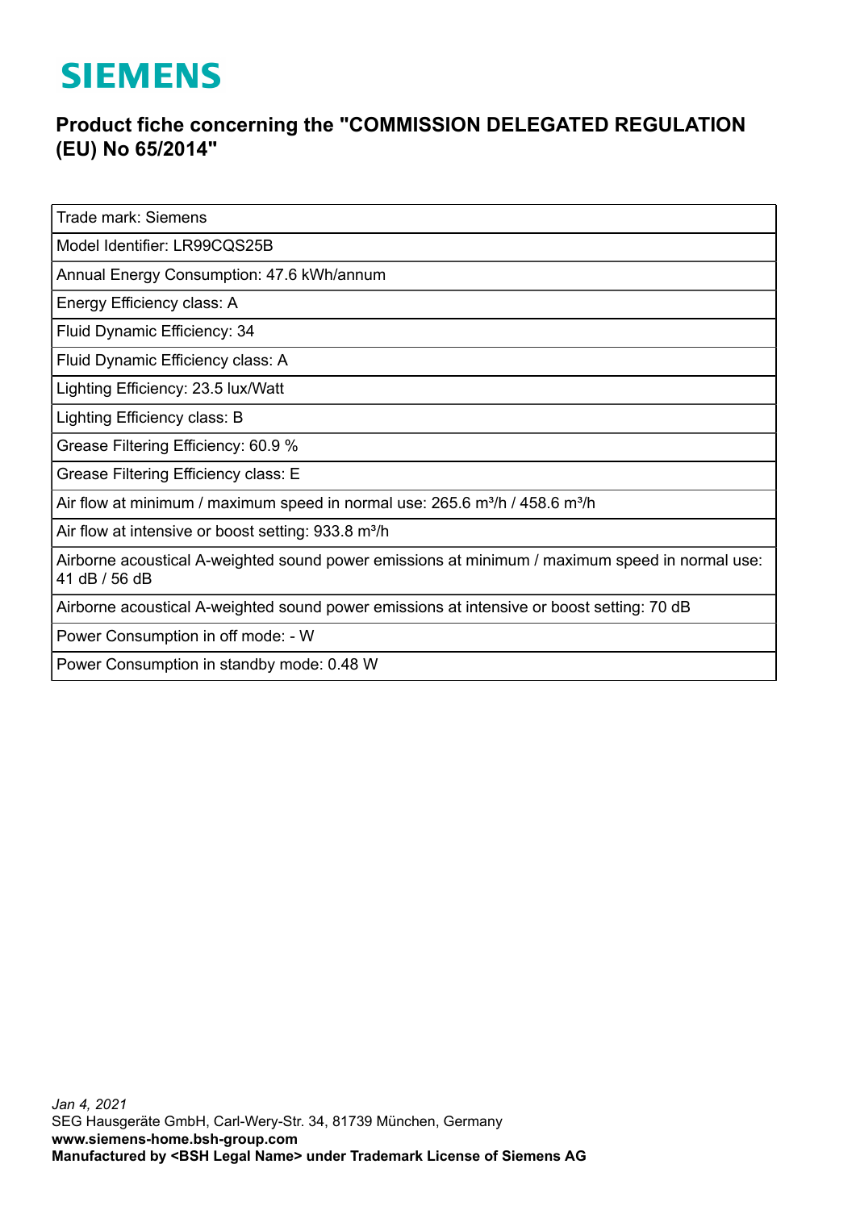# SIEMENS

## Product fiche concerning the "COMMISSION DELEGATED REGULATION (EU) No 65/2014"

| Trade mark: Siemens |
|---|
| Model Identifier: LR99CQS25B |
| Annual Energy Consumption: 47.6 kWh/annum |
| Energy Efficiency class: A |
| Fluid Dynamic Efficiency: 34 |
| Fluid Dynamic Efficiency class: A |
| Lighting Efficiency: 23.5 lux/Watt |
| Lighting Efficiency class: B |
| Grease Filtering Efficiency: 60.9 % |
| Grease Filtering Efficiency class: E |
| Air flow at minimum / maximum speed in normal use: 265.6 $m^3$/h / 458.6 $m^3$/h |
| Air flow at intensive or boost setting: 933.8 $m^3$/h |
| Airborne acoustical A-weighted sound power emissions at minimum / maximum speed in normal use: 41 dB / 56 dB |
| Airborne acoustical A-weighted sound power emissions at intensive or boost setting: 70 dB |
| Power Consumption in off mode: - W |
| Power Consumption in standby mode: 0.48 W |

*Jan 4, 2021*
SEG Hausgeräte GmbH, Carl-Wery-Str. 34, 81739 München, Germany
**www.siemens-home.bsh-group.com**
**Manufactured by <BSH Legal Name> under Trademark License of Siemens AG**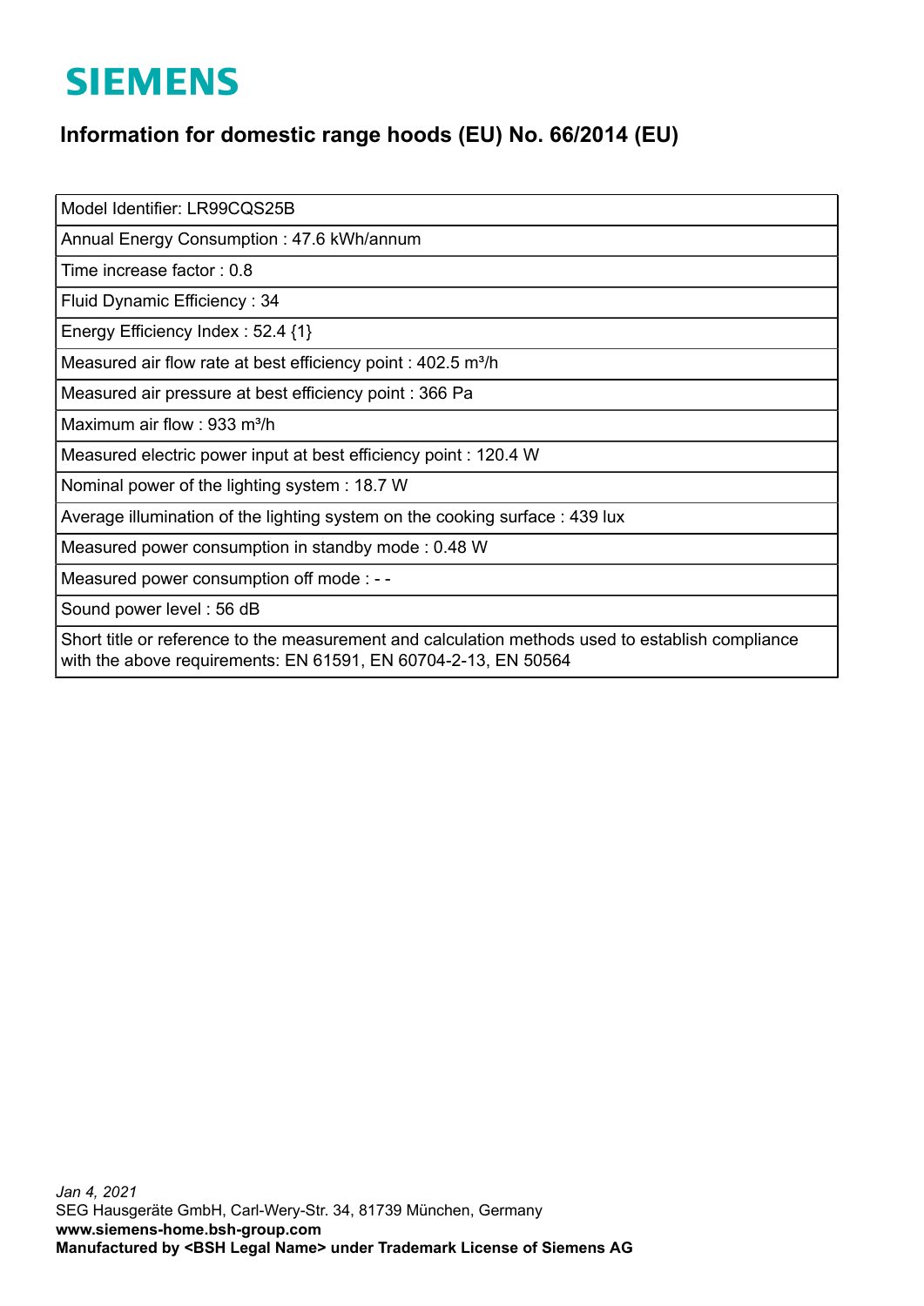SIEMENS

## Information for domestic range hoods (EU) No. 66/2014 (EU)

| |
|---|
| Model Identifier: LR99CQS25B |
| Annual Energy Consumption : 47.6 kWh/annum |
| Time increase factor : 0.8 |
| Fluid Dynamic Efficiency : 34 |
| Energy Efficiency Index : 52.4 {1} |
| Measured air flow rate at best efficiency point : 402.5 m³/h |
| Measured air pressure at best efficiency point : 366 Pa |
| Maximum air flow : 933 m³/h |
| Measured electric power input at best efficiency point : 120.4 W |
| Nominal power of the lighting system : 18.7 W |
| Average illumination of the lighting system on the cooking surface : 439 lux |
| Measured power consumption in standby mode : 0.48 W |
| Measured power consumption off mode : - - |
| Sound power level : 56 dB |
| Short title or reference to the measurement and calculation methods used to establish compliance with the above requirements: EN 61591, EN 60704-2-13, EN 50564 |

*Jan 4, 2021*
SEG Hausgeräte GmbH, Carl-Wery-Str. 34, 81739 München, Germany
**www.siemens-home.bsh-group.com**
**Manufactured by <BSH Legal Name> under Trademark License of Siemens AG**